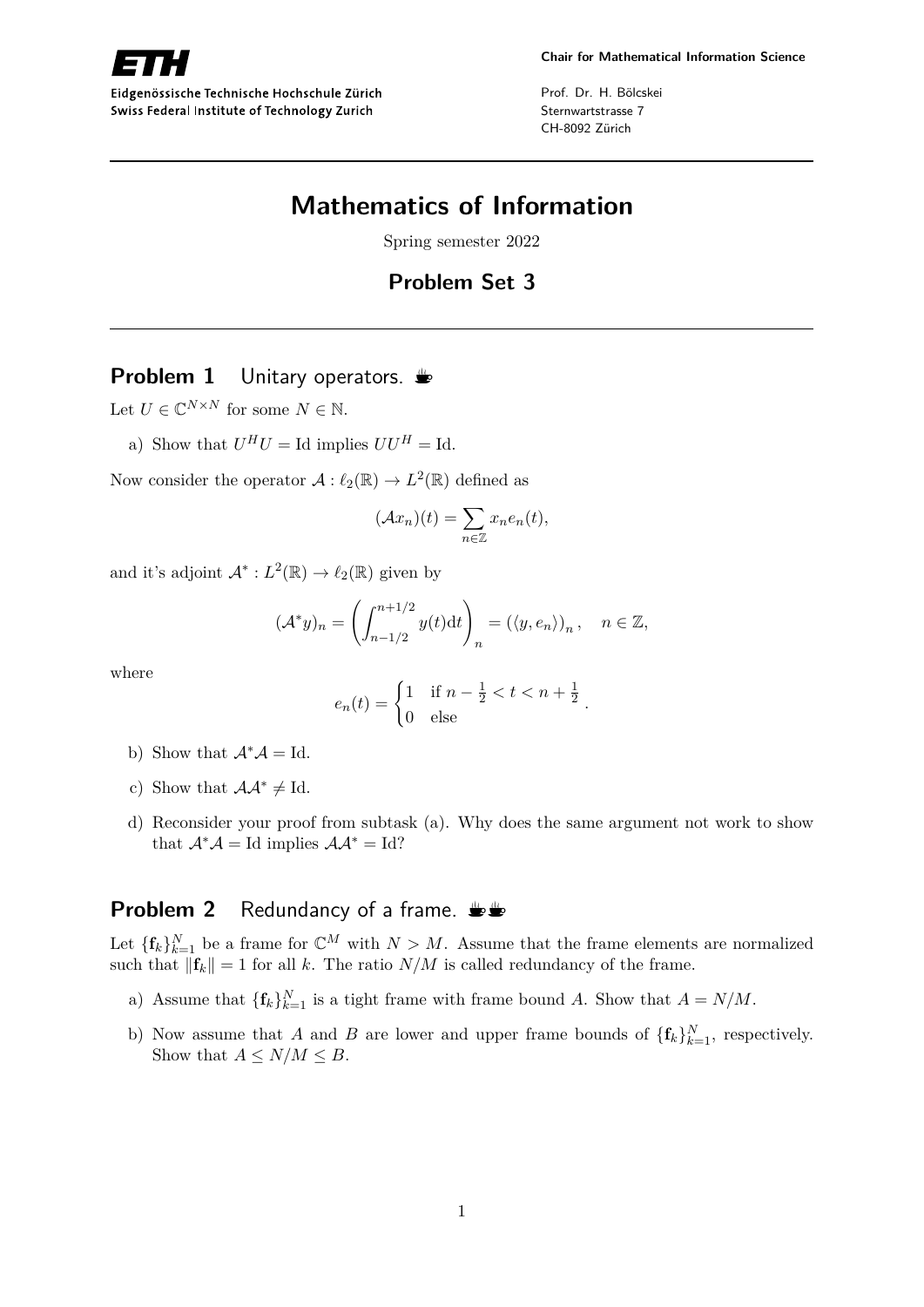Chair for Mathematical Information Science

Prof. Dr. H. Bölcskei
Sternwartstrasse 7
CH-8092 Zürich

Eidgenössische Technische Hochschule Zürich
Swiss Federal Institute of Technology Zurich

# Mathematics of Information

Spring semester 2022

## Problem Set 3

### Problem 1 Unitary operators.

Let $U \in \mathbb{C}^{N \times N}$ for some $N \in \mathbb{N}$.

a) Show that $U^H U = \mathrm{Id}$ implies $UU^H = \mathrm{Id}$.

Now consider the operator $\mathcal{A} : \ell_2(\mathbb{R}) \to L^2(\mathbb{R})$ defined as

$$(\mathcal{A}x_n)(t) = \sum_{n \in \mathbb{Z}} x_n e_n(t),$$

and it's adjoint $\mathcal{A}^* : L^2(\mathbb{R}) \to \ell_2(\mathbb{R})$ given by

$$(\mathcal{A}^* y)_n = \left( \int_{n-1/2}^{n+1/2} y(t) \mathrm{d}t \right)_n = \left( \langle y, e_n \rangle \right)_n, \quad n \in \mathbb{Z},$$

where

$$e_n(t) = \begin{cases} 1 & \text{if } n - \frac{1}{2} < t < n + \frac{1}{2} \\ 0 & \text{else} \end{cases}.$$

b) Show that $\mathcal{A}^* \mathcal{A} = \mathrm{Id}$.

c) Show that $\mathcal{A}\mathcal{A}^* \neq \mathrm{Id}$.

d) Reconsider your proof from subtask (a). Why does the same argument not work to show that $\mathcal{A}^* \mathcal{A} = \mathrm{Id}$ implies $\mathcal{A}\mathcal{A}^* = \mathrm{Id}$?

### Problem 2 Redundancy of a frame.

Let $\{\mathbf{f}_k\}_{k=1}^N$ be a frame for $\mathbb{C}^M$ with $N > M$. Assume that the frame elements are normalized such that $\|\mathbf{f}_k\| = 1$ for all $k$. The ratio $N/M$ is called redundancy of the frame.

a) Assume that $\{\mathbf{f}_k\}_{k=1}^N$ is a tight frame with frame bound $A$. Show that $A = N/M$.

b) Now assume that $A$ and $B$ are lower and upper frame bounds of $\{\mathbf{f}_k\}_{k=1}^N$, respectively. Show that $A \leq N/M \leq B$.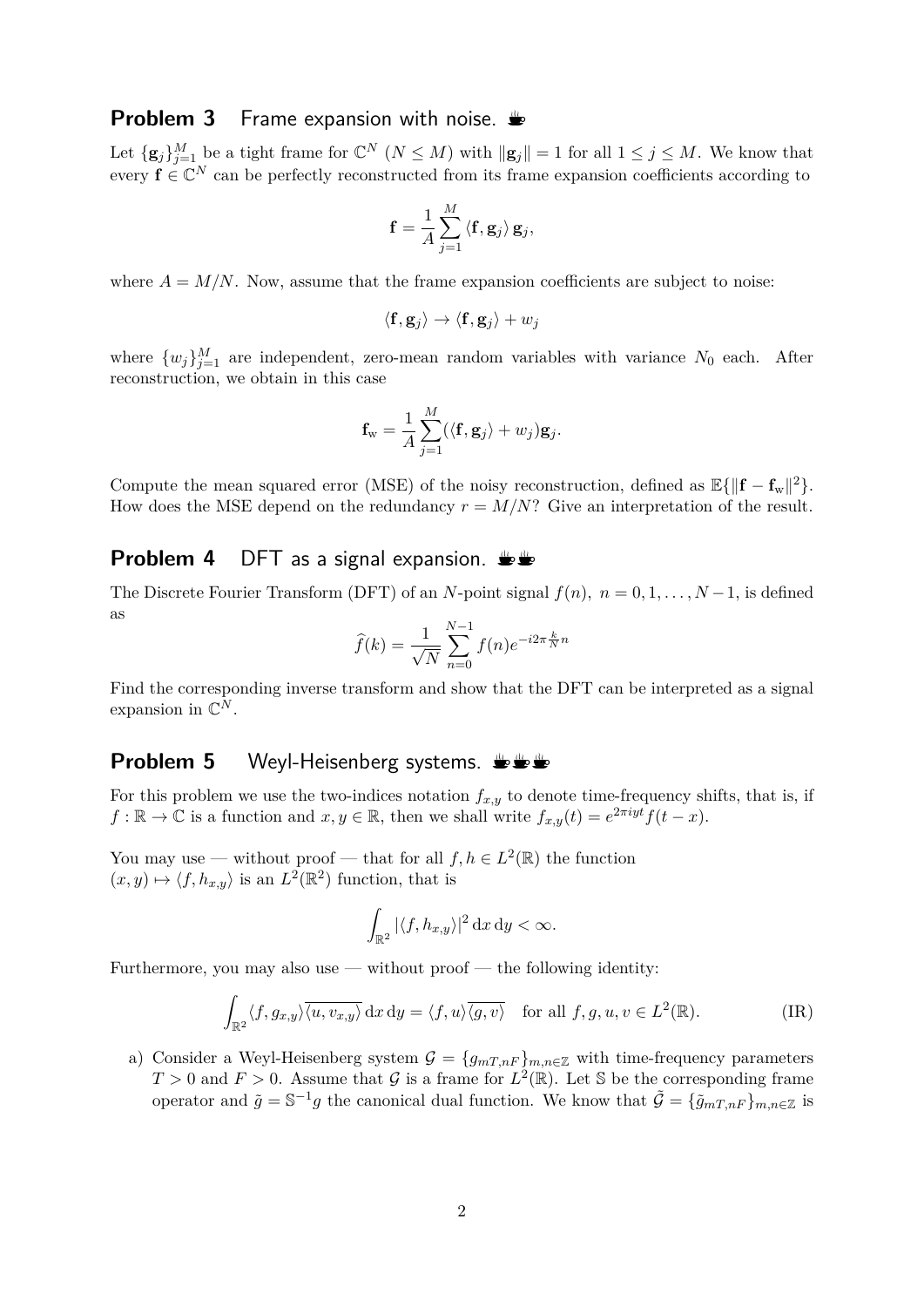## Problem 3 Frame expansion with noise.

Let $\{\mathbf{g}_j\}_{j=1}^{M}$ be a tight frame for $\mathbb{C}^N$ ($N \leq M$) with $\|\mathbf{g}_j\| = 1$ for all $1 \leq j \leq M$. We know that every $\mathbf{f} \in \mathbb{C}^N$ can be perfectly reconstructed from its frame expansion coefficients according to

$$\mathbf{f} = \frac{1}{A} \sum_{j=1}^{M} \langle \mathbf{f}, \mathbf{g}_j \rangle \, \mathbf{g}_j,$$

where $A = M/N$. Now, assume that the frame expansion coefficients are subject to noise:

$$\langle \mathbf{f}, \mathbf{g}_j \rangle \to \langle \mathbf{f}, \mathbf{g}_j \rangle + w_j$$

where $\{w_j\}_{j=1}^{M}$ are independent, zero-mean random variables with variance $N_0$ each. After reconstruction, we obtain in this case

$$\mathbf{f}_{\mathrm{w}} = \frac{1}{A} \sum_{j=1}^{M} (\langle \mathbf{f}, \mathbf{g}_j \rangle + w_j) \mathbf{g}_j.$$

Compute the mean squared error (MSE) of the noisy reconstruction, defined as $\mathbb{E}\{\|\mathbf{f} - \mathbf{f}_{\mathrm{w}}\|^2\}$. How does the MSE depend on the redundancy $r = M/N$? Give an interpretation of the result.

## Problem 4 DFT as a signal expansion.

The Discrete Fourier Transform (DFT) of an $N$-point signal $f(n),\ n = 0, 1, \ldots, N-1$, is defined as

$$\widehat{f}(k) = \frac{1}{\sqrt{N}} \sum_{n=0}^{N-1} f(n) e^{-i2\pi \frac{k}{N} n}$$

Find the corresponding inverse transform and show that the DFT can be interpreted as a signal expansion in $\mathbb{C}^N$.

## Problem 5 Weyl-Heisenberg systems.

For this problem we use the two-indices notation $f_{x,y}$ to denote time-frequency shifts, that is, if $f : \mathbb{R} \to \mathbb{C}$ is a function and $x, y \in \mathbb{R}$, then we shall write $f_{x,y}(t) = e^{2\pi i y t} f(t - x)$.

You may use — without proof — that for all $f, h \in L^2(\mathbb{R})$ the function $(x, y) \mapsto \langle f, h_{x,y} \rangle$ is an $L^2(\mathbb{R}^2)$ function, that is

$$\int_{\mathbb{R}^2} |\langle f, h_{x,y} \rangle|^2 \, \mathrm{d}x \, \mathrm{d}y < \infty.$$

Furthermore, you may also use — without proof — the following identity:

$$\int_{\mathbb{R}^2} \langle f, g_{x,y} \rangle \overline{\langle u, v_{x,y} \rangle} \, \mathrm{d}x \, \mathrm{d}y = \langle f, u \rangle \overline{\langle g, v \rangle} \quad \text{for all } f, g, u, v \in L^2(\mathbb{R}). \tag{IR}$$

a) Consider a Weyl-Heisenberg system $\mathcal{G} = \{g_{mT,nF}\}_{m,n \in \mathbb{Z}}$ with time-frequency parameters $T > 0$ and $F > 0$. Assume that $\mathcal{G}$ is a frame for $L^2(\mathbb{R})$. Let $\mathbb{S}$ be the corresponding frame operator and $\tilde{g} = \mathbb{S}^{-1} g$ the canonical dual function. We know that $\tilde{\mathcal{G}} = \{\tilde{g}_{mT,nF}\}_{m,n \in \mathbb{Z}}$ is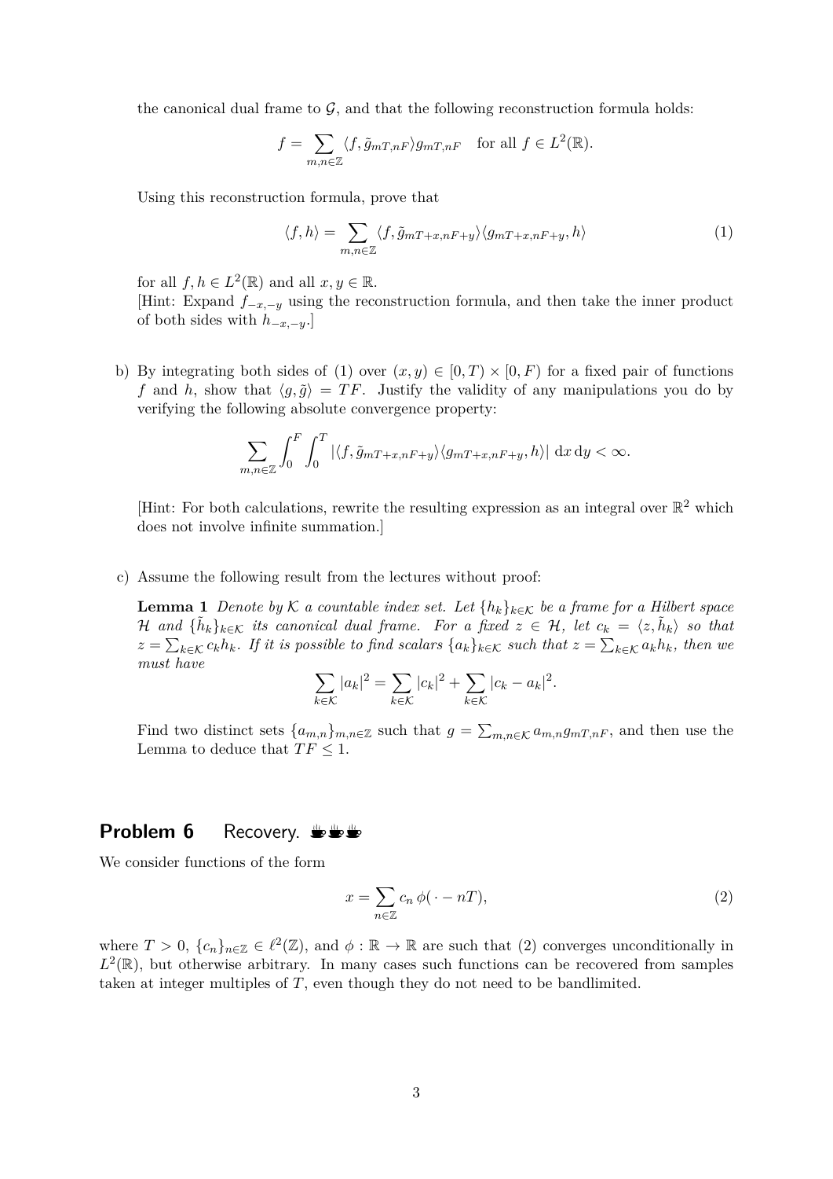the canonical dual frame to $\mathcal{G}$, and that the following reconstruction formula holds:

$$f = \sum_{m,n\in\mathbb{Z}} \langle f, \tilde{g}_{mT,nF}\rangle g_{mT,nF} \quad \text{for all } f \in L^2(\mathbb{R}).$$

Using this reconstruction formula, prove that

$$\langle f, h\rangle = \sum_{m,n\in\mathbb{Z}} \langle f, \tilde{g}_{mT+x,nF+y}\rangle \langle g_{mT+x,nF+y}, h\rangle \tag{1}$$

for all $f, h \in L^2(\mathbb{R})$ and all $x, y \in \mathbb{R}$.
[Hint: Expand $f_{-x,-y}$ using the reconstruction formula, and then take the inner product of both sides with $h_{-x,-y}$.]

b) By integrating both sides of (1) over $(x, y) \in [0, T) \times [0, F)$ for a fixed pair of functions $f$ and $h$, show that $\langle g, \tilde{g}\rangle = TF$. Justify the validity of any manipulations you do by verifying the following absolute convergence property:

$$\sum_{m,n\in\mathbb{Z}} \int_0^F \int_0^T |\langle f, \tilde{g}_{mT+x,nF+y}\rangle \langle g_{mT+x,nF+y}, h\rangle| \, \mathrm{d}x \, \mathrm{d}y < \infty.$$

[Hint: For both calculations, rewrite the resulting expression as an integral over $\mathbb{R}^2$ which does not involve infinite summation.]

c) Assume the following result from the lectures without proof:

**Lemma 1** *Denote by $\mathcal{K}$ a countable index set. Let $\{h_k\}_{k\in\mathcal{K}}$ be a frame for a Hilbert space $\mathcal{H}$ and $\{\tilde{h}_k\}_{k\in\mathcal{K}}$ its canonical dual frame. For a fixed $z \in \mathcal{H}$, let $c_k = \langle z, \tilde{h}_k\rangle$ so that $z = \sum_{k\in\mathcal{K}} c_k h_k$. If it is possible to find scalars $\{a_k\}_{k\in\mathcal{K}}$ such that $z = \sum_{k\in\mathcal{K}} a_k h_k$, then we must have*

$$\sum_{k\in\mathcal{K}} |a_k|^2 = \sum_{k\in\mathcal{K}} |c_k|^2 + \sum_{k\in\mathcal{K}} |c_k - a_k|^2.$$

Find two distinct sets $\{a_{m,n}\}_{m,n\in\mathbb{Z}}$ such that $g = \sum_{m,n\in\mathcal{K}} a_{m,n} g_{mT,nF}$, and then use the Lemma to deduce that $TF \leq 1$.

## Problem 6 Recovery. ☕☕☕

We consider functions of the form

$$x = \sum_{n\in\mathbb{Z}} c_n \, \phi(\cdot - nT), \tag{2}$$

where $T > 0$, $\{c_n\}_{n\in\mathbb{Z}} \in \ell^2(\mathbb{Z})$, and $\phi : \mathbb{R} \to \mathbb{R}$ are such that (2) converges unconditionally in $L^2(\mathbb{R})$, but otherwise arbitrary. In many cases such functions can be recovered from samples taken at integer multiples of $T$, even though they do not need to be bandlimited.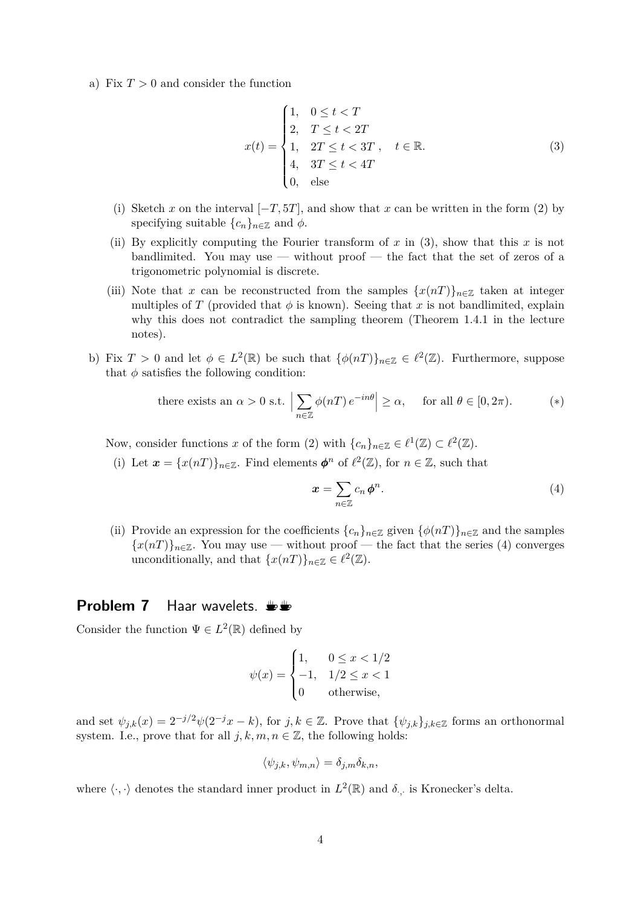a) Fix $T > 0$ and consider the function

$$x(t) = \begin{cases} 1, & 0 \le t < T \\ 2, & T \le t < 2T \\ 1, & 2T \le t < 3T \\ 4, & 3T \le t < 4T \\ 0, & \text{else} \end{cases}, \quad t \in \mathbb{R}. \tag{3}$$

(i) Sketch $x$ on the interval $[-T, 5T]$, and show that $x$ can be written in the form (2) by specifying suitable $\{c_n\}_{n\in\mathbb{Z}}$ and $\phi$.

(ii) By explicitly computing the Fourier transform of $x$ in (3), show that this $x$ is not bandlimited. You may use — without proof — the fact that the set of zeros of a trigonometric polynomial is discrete.

(iii) Note that $x$ can be reconstructed from the samples $\{x(nT)\}_{n\in\mathbb{Z}}$ taken at integer multiples of $T$ (provided that $\phi$ is known). Seeing that $x$ is not bandlimited, explain why this does not contradict the sampling theorem (Theorem 1.4.1 in the lecture notes).

b) Fix $T > 0$ and let $\phi \in L^2(\mathbb{R})$ be such that $\{\phi(nT)\}_{n\in\mathbb{Z}} \in \ell^2(\mathbb{Z})$. Furthermore, suppose that $\phi$ satisfies the following condition:

$$\text{there exists an } \alpha > 0 \text{ s.t. } \Big| \sum_{n\in\mathbb{Z}} \phi(nT)\, e^{-in\theta} \Big| \ge \alpha, \quad \text{for all } \theta \in [0, 2\pi). \tag{$*$}$$

Now, consider functions $x$ of the form (2) with $\{c_n\}_{n\in\mathbb{Z}} \in \ell^1(\mathbb{Z}) \subset \ell^2(\mathbb{Z})$.

(i) Let $\boldsymbol{x} = \{x(nT)\}_{n\in\mathbb{Z}}$. Find elements $\boldsymbol{\phi}^n$ of $\ell^2(\mathbb{Z})$, for $n \in \mathbb{Z}$, such that

$$\boldsymbol{x} = \sum_{n\in\mathbb{Z}} c_n\, \boldsymbol{\phi}^n. \tag{4}$$

(ii) Provide an expression for the coefficients $\{c_n\}_{n\in\mathbb{Z}}$ given $\{\phi(nT)\}_{n\in\mathbb{Z}}$ and the samples $\{x(nT)\}_{n\in\mathbb{Z}}$. You may use — without proof — the fact that the series (4) converges unconditionally, and that $\{x(nT)\}_{n\in\mathbb{Z}} \in \ell^2(\mathbb{Z})$.

## Problem 7 Haar wavelets.

Consider the function $\Psi \in L^2(\mathbb{R})$ defined by

$$\psi(x) = \begin{cases} 1, & 0 \le x < 1/2 \\ -1, & 1/2 \le x < 1 \\ 0 & \text{otherwise,} \end{cases}$$

and set $\psi_{j,k}(x) = 2^{-j/2}\psi(2^{-j}x - k)$, for $j, k \in \mathbb{Z}$. Prove that $\{\psi_{j,k}\}_{j,k\in\mathbb{Z}}$ forms an orthonormal system. I.e., prove that for all $j, k, m, n \in \mathbb{Z}$, the following holds:

$$\langle \psi_{j,k}, \psi_{m,n} \rangle = \delta_{j,m}\delta_{k,n},$$

where $\langle \cdot, \cdot \rangle$ denotes the standard inner product in $L^2(\mathbb{R})$ and $\delta_{\cdot,\cdot}$ is Kronecker's delta.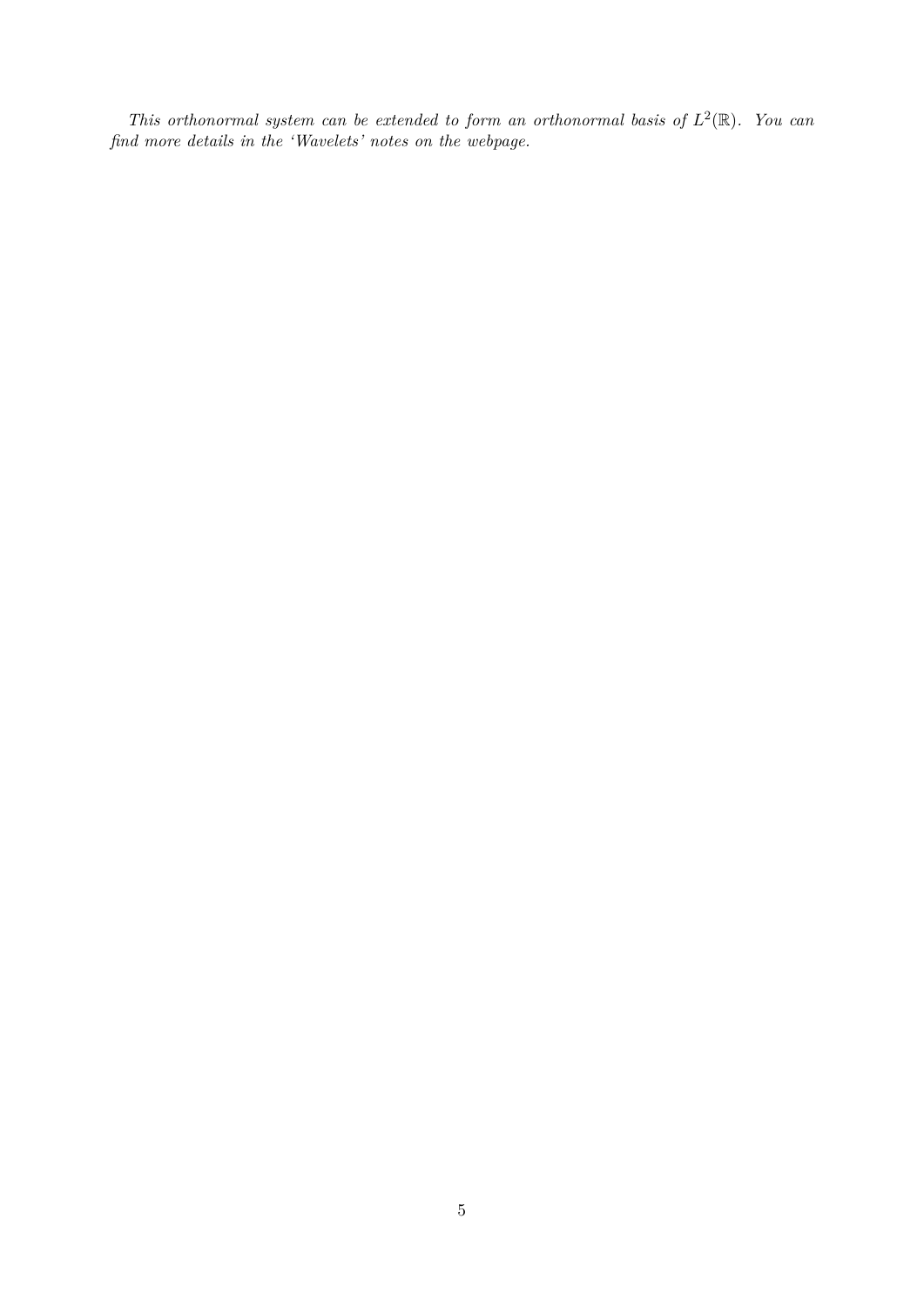*This orthonormal system can be extended to form an orthonormal basis of $L^2(\mathbb{R})$. You can find more details in the 'Wavelets' notes on the webpage.*